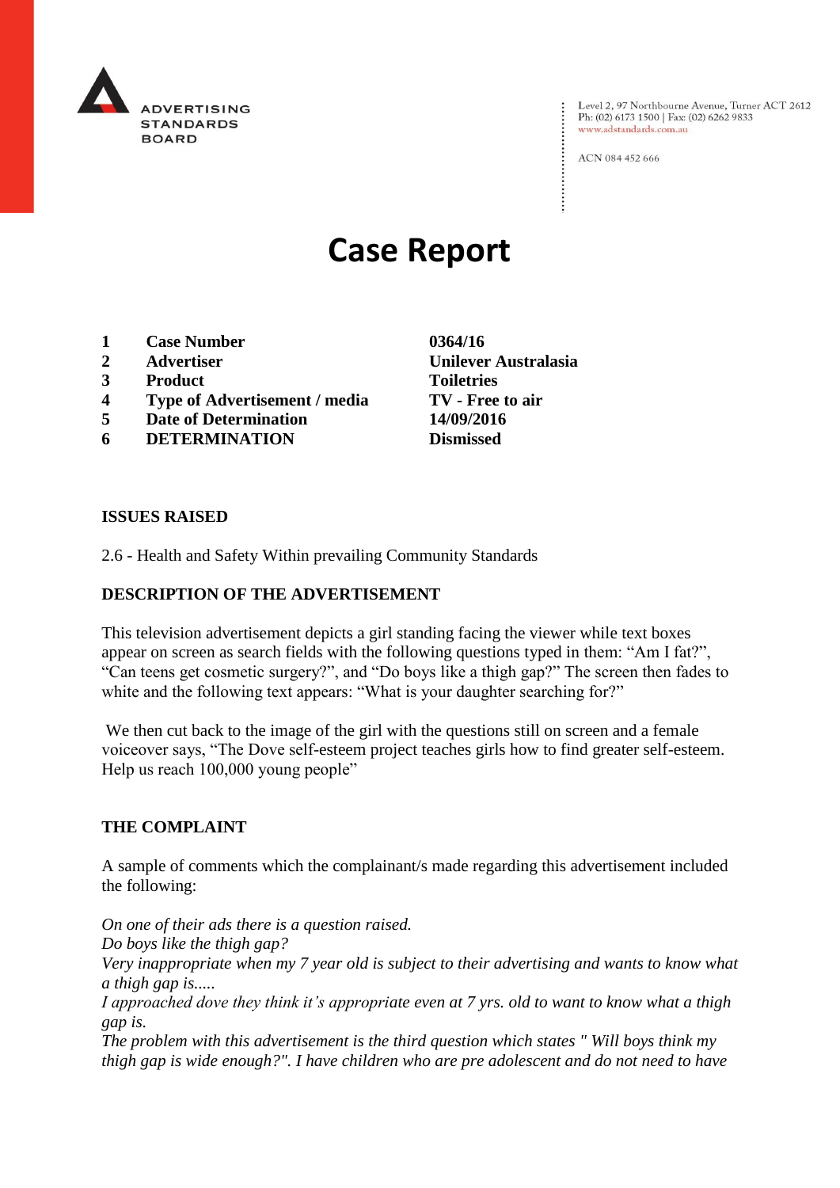ADVERTISING STANDARDS BOARD

Level 2, 97 Northbourne Avenue, Turner ACT 2612
Ph: (02) 6173 1500 | Fax: (02) 6262 9833
www.adstandards.com.au

ACN 084 452 666

# Case Report

| | | |
|---|---|---|
| **1** | **Case Number** | **0364/16** |
| **2** | **Advertiser** | **Unilever Australasia** |
| **3** | **Product** | **Toiletries** |
| **4** | **Type of Advertisement / media** | **TV - Free to air** |
| **5** | **Date of Determination** | **14/09/2016** |
| **6** | **DETERMINATION** | **Dismissed** |

**ISSUES RAISED**

2.6 - Health and Safety Within prevailing Community Standards

**DESCRIPTION OF THE ADVERTISEMENT**

This television advertisement depicts a girl standing facing the viewer while text boxes appear on screen as search fields with the following questions typed in them: "Am I fat?", "Can teens get cosmetic surgery?", and "Do boys like a thigh gap?" The screen then fades to white and the following text appears: "What is your daughter searching for?"

We then cut back to the image of the girl with the questions still on screen and a female voiceover says, "The Dove self-esteem project teaches girls how to find greater self-esteem. Help us reach 100,000 young people"

**THE COMPLAINT**

A sample of comments which the complainant/s made regarding this advertisement included the following:

*On one of their ads there is a question raised.*
*Do boys like the thigh gap?*
*Very inappropriate when my 7 year old is subject to their advertising and wants to know what a thigh gap is.....*
*I approached dove they think it's appropriate even at 7 yrs. old to want to know what a thigh gap is.*
*The problem with this advertisement is the third question which states " Will boys think my thigh gap is wide enough?". I have children who are pre adolescent and do not need to have*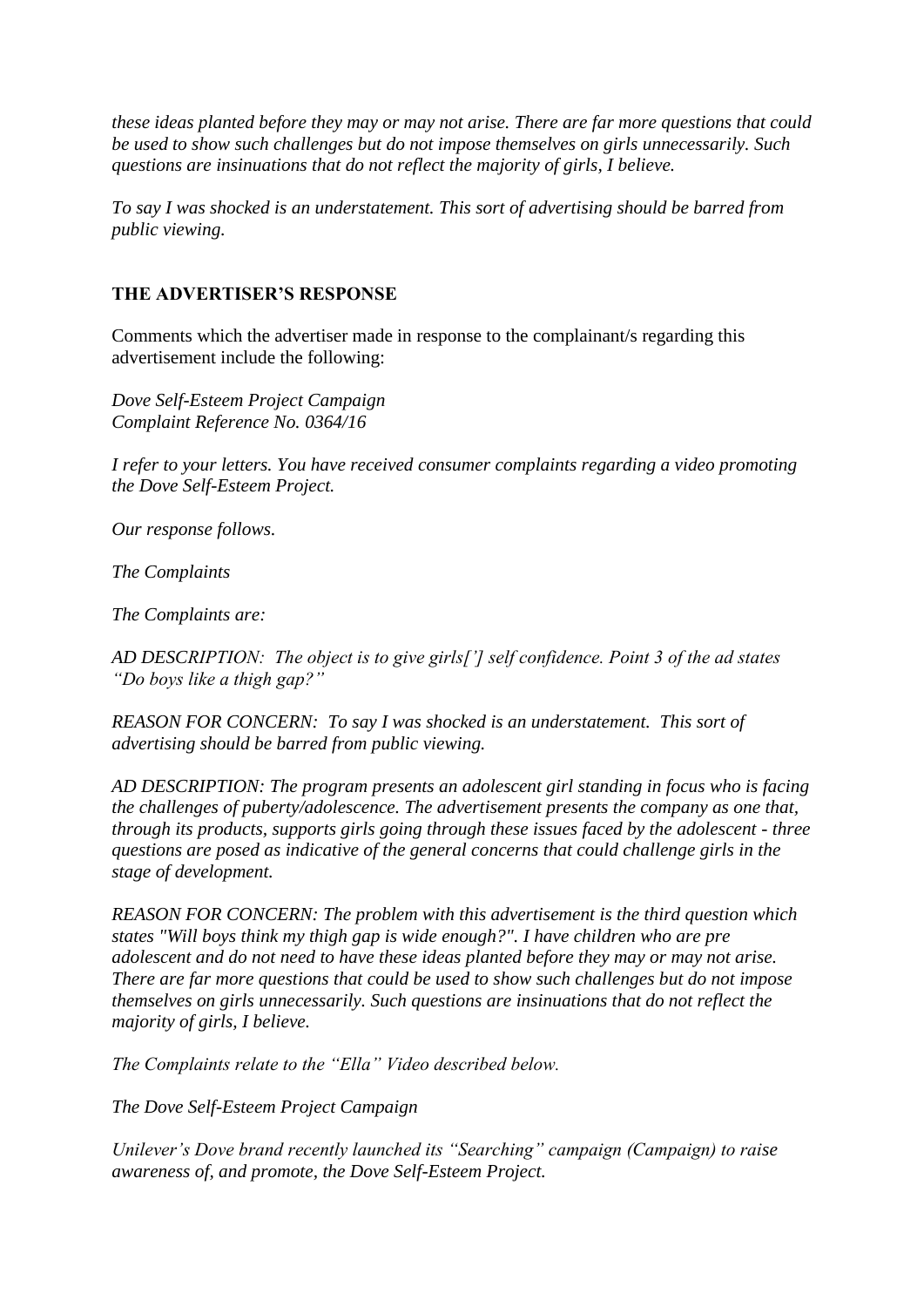*these ideas planted before they may or may not arise. There are far more questions that could be used to show such challenges but do not impose themselves on girls unnecessarily. Such questions are insinuations that do not reflect the majority of girls, I believe.*

*To say I was shocked is an understatement. This sort of advertising should be barred from public viewing.*

## THE ADVERTISER'S RESPONSE

Comments which the advertiser made in response to the complainant/s regarding this advertisement include the following:

*Dove Self-Esteem Project Campaign*
*Complaint Reference No. 0364/16*

*I refer to your letters. You have received consumer complaints regarding a video promoting the Dove Self-Esteem Project.*

*Our response follows.*

*The Complaints*

*The Complaints are:*

*AD DESCRIPTION: The object is to give girls['] self confidence. Point 3 of the ad states "Do boys like a thigh gap?"*

*REASON FOR CONCERN: To say I was shocked is an understatement. This sort of advertising should be barred from public viewing.*

*AD DESCRIPTION: The program presents an adolescent girl standing in focus who is facing the challenges of puberty/adolescence. The advertisement presents the company as one that, through its products, supports girls going through these issues faced by the adolescent - three questions are posed as indicative of the general concerns that could challenge girls in the stage of development.*

*REASON FOR CONCERN: The problem with this advertisement is the third question which states "Will boys think my thigh gap is wide enough?". I have children who are pre adolescent and do not need to have these ideas planted before they may or may not arise. There are far more questions that could be used to show such challenges but do not impose themselves on girls unnecessarily. Such questions are insinuations that do not reflect the majority of girls, I believe.*

*The Complaints relate to the "Ella" Video described below.*

*The Dove Self-Esteem Project Campaign*

*Unilever's Dove brand recently launched its "Searching" campaign (Campaign) to raise awareness of, and promote, the Dove Self-Esteem Project.*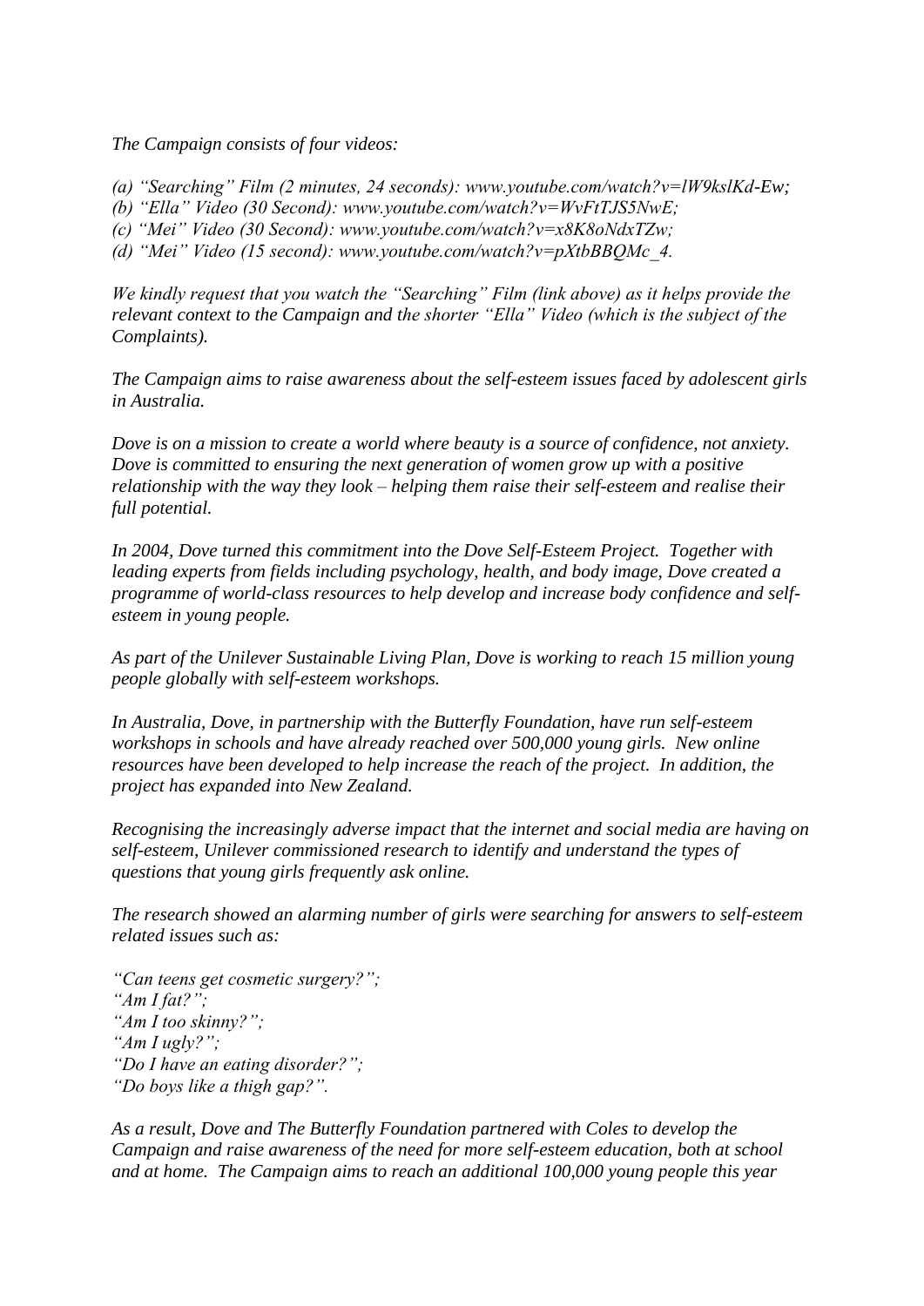*The Campaign consists of four videos:*

*(a) "Searching" Film (2 minutes, 24 seconds): www.youtube.com/watch?v=lW9kslKd-Ew;*
*(b) "Ella" Video (30 Second): www.youtube.com/watch?v=WvFtTJS5NwE;*
*(c) "Mei" Video (30 Second): www.youtube.com/watch?v=x8K8oNdxTZw;*
*(d) "Mei" Video (15 second): www.youtube.com/watch?v=pXtbBBQMc_4.*

*We kindly request that you watch the "Searching" Film (link above) as it helps provide the relevant context to the Campaign and the shorter "Ella" Video (which is the subject of the Complaints).*

*The Campaign aims to raise awareness about the self-esteem issues faced by adolescent girls in Australia.*

*Dove is on a mission to create a world where beauty is a source of confidence, not anxiety. Dove is committed to ensuring the next generation of women grow up with a positive relationship with the way they look – helping them raise their self-esteem and realise their full potential.*

*In 2004, Dove turned this commitment into the Dove Self-Esteem Project. Together with leading experts from fields including psychology, health, and body image, Dove created a programme of world-class resources to help develop and increase body confidence and self-esteem in young people.*

*As part of the Unilever Sustainable Living Plan, Dove is working to reach 15 million young people globally with self-esteem workshops.*

*In Australia, Dove, in partnership with the Butterfly Foundation, have run self-esteem workshops in schools and have already reached over 500,000 young girls. New online resources have been developed to help increase the reach of the project. In addition, the project has expanded into New Zealand.*

*Recognising the increasingly adverse impact that the internet and social media are having on self-esteem, Unilever commissioned research to identify and understand the types of questions that young girls frequently ask online.*

*The research showed an alarming number of girls were searching for answers to self-esteem related issues such as:*

*"Can teens get cosmetic surgery?";*
*"Am I fat?";*
*"Am I too skinny?";*
*"Am I ugly?";*
*"Do I have an eating disorder?";*
*"Do boys like a thigh gap?".*

*As a result, Dove and The Butterfly Foundation partnered with Coles to develop the Campaign and raise awareness of the need for more self-esteem education, both at school and at home. The Campaign aims to reach an additional 100,000 young people this year*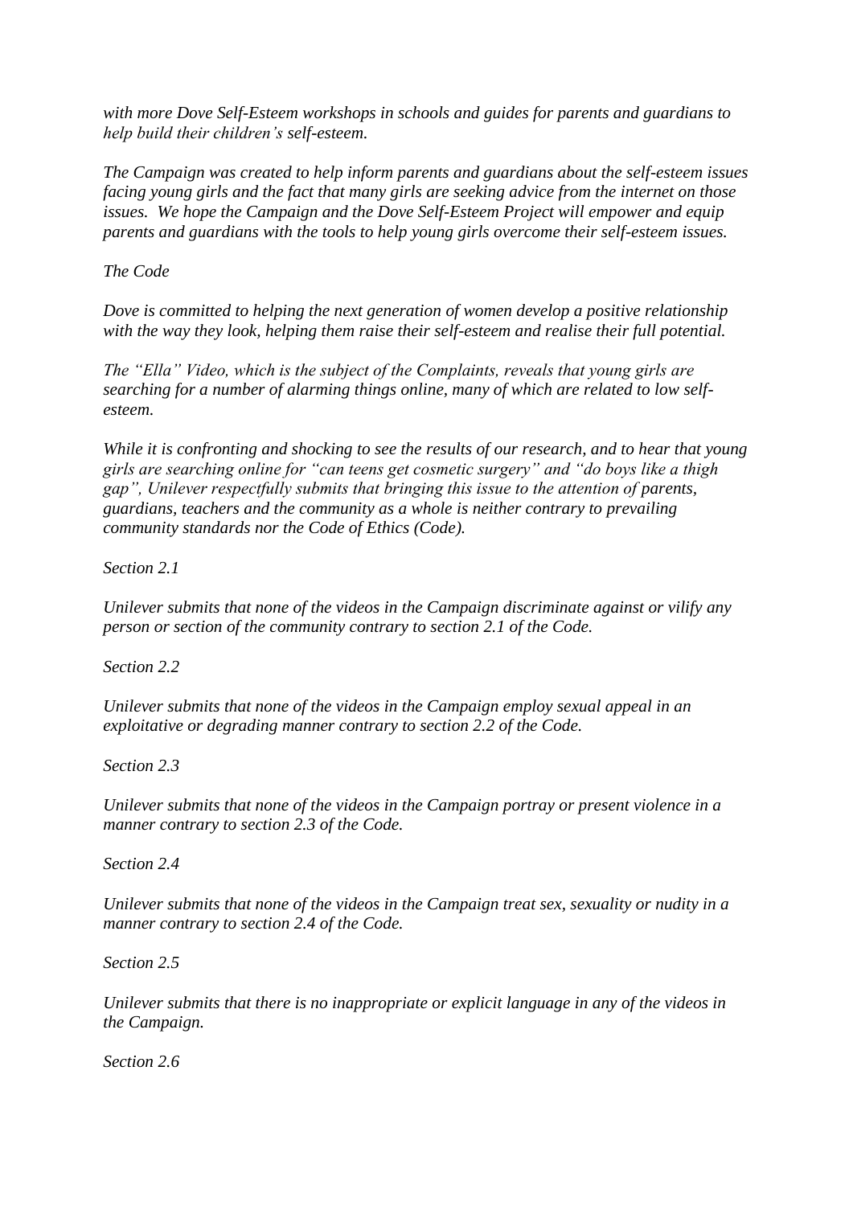*with more Dove Self-Esteem workshops in schools and guides for parents and guardians to help build their children's self-esteem.*

*The Campaign was created to help inform parents and guardians about the self-esteem issues facing young girls and the fact that many girls are seeking advice from the internet on those issues. We hope the Campaign and the Dove Self-Esteem Project will empower and equip parents and guardians with the tools to help young girls overcome their self-esteem issues.*

*The Code*

*Dove is committed to helping the next generation of women develop a positive relationship with the way they look, helping them raise their self-esteem and realise their full potential.*

*The "Ella" Video, which is the subject of the Complaints, reveals that young girls are searching for a number of alarming things online, many of which are related to low self-esteem.*

*While it is confronting and shocking to see the results of our research, and to hear that young girls are searching online for "can teens get cosmetic surgery" and "do boys like a thigh gap", Unilever respectfully submits that bringing this issue to the attention of parents, guardians, teachers and the community as a whole is neither contrary to prevailing community standards nor the Code of Ethics (Code).*

*Section 2.1*

*Unilever submits that none of the videos in the Campaign discriminate against or vilify any person or section of the community contrary to section 2.1 of the Code.*

*Section 2.2*

*Unilever submits that none of the videos in the Campaign employ sexual appeal in an exploitative or degrading manner contrary to section 2.2 of the Code.*

*Section 2.3*

*Unilever submits that none of the videos in the Campaign portray or present violence in a manner contrary to section 2.3 of the Code.*

*Section 2.4*

*Unilever submits that none of the videos in the Campaign treat sex, sexuality or nudity in a manner contrary to section 2.4 of the Code.*

*Section 2.5*

*Unilever submits that there is no inappropriate or explicit language in any of the videos in the Campaign.*

*Section 2.6*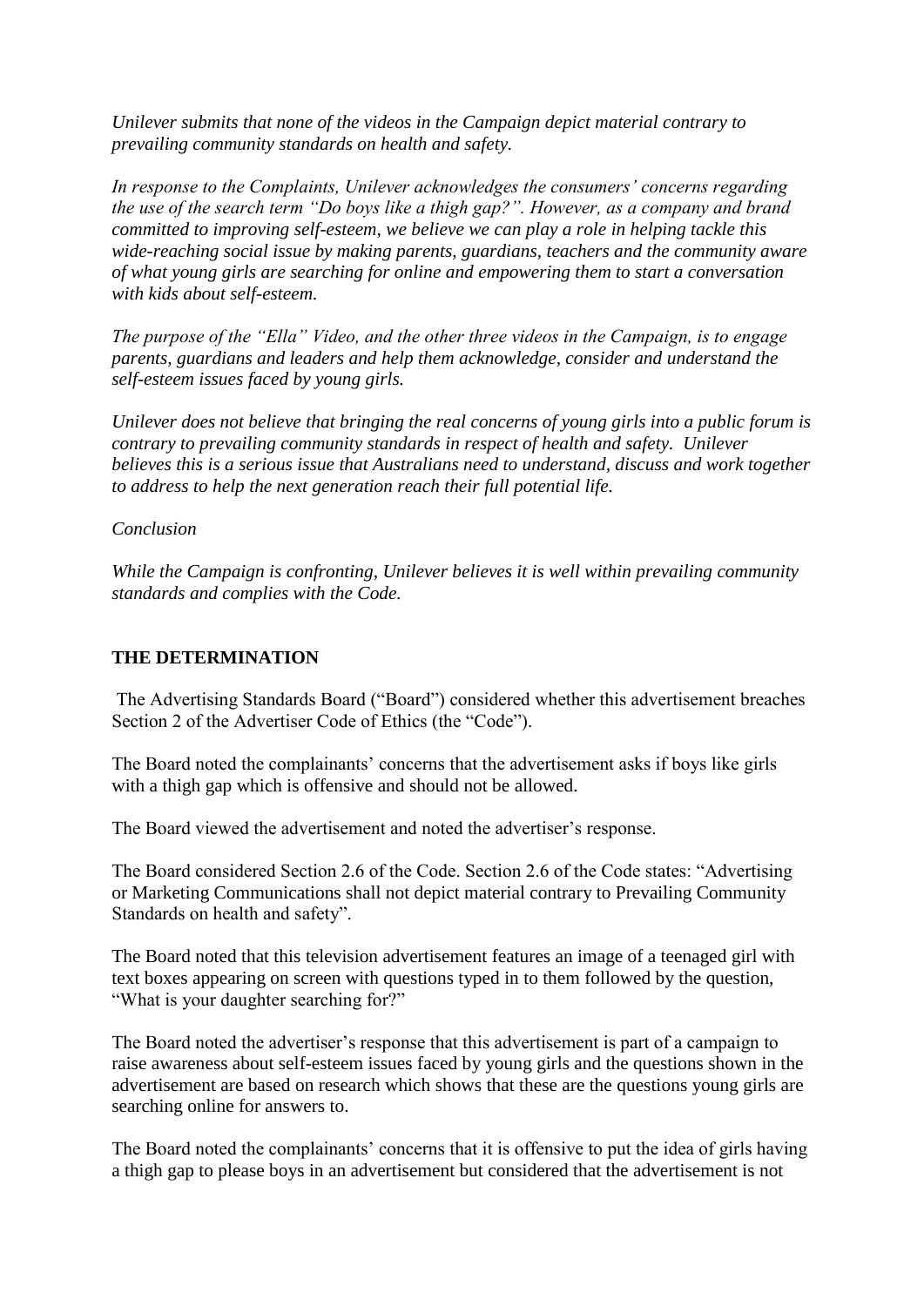*Unilever submits that none of the videos in the Campaign depict material contrary to prevailing community standards on health and safety.*

*In response to the Complaints, Unilever acknowledges the consumers' concerns regarding the use of the search term "Do boys like a thigh gap?". However, as a company and brand committed to improving self-esteem, we believe we can play a role in helping tackle this wide-reaching social issue by making parents, guardians, teachers and the community aware of what young girls are searching for online and empowering them to start a conversation with kids about self-esteem.*

*The purpose of the "Ella" Video, and the other three videos in the Campaign, is to engage parents, guardians and leaders and help them acknowledge, consider and understand the self-esteem issues faced by young girls.*

*Unilever does not believe that bringing the real concerns of young girls into a public forum is contrary to prevailing community standards in respect of health and safety. Unilever believes this is a serious issue that Australians need to understand, discuss and work together to address to help the next generation reach their full potential life.*

*Conclusion*

*While the Campaign is confronting, Unilever believes it is well within prevailing community standards and complies with the Code.*

**THE DETERMINATION**

The Advertising Standards Board ("Board") considered whether this advertisement breaches Section 2 of the Advertiser Code of Ethics (the "Code").

The Board noted the complainants' concerns that the advertisement asks if boys like girls with a thigh gap which is offensive and should not be allowed.

The Board viewed the advertisement and noted the advertiser's response.

The Board considered Section 2.6 of the Code. Section 2.6 of the Code states: "Advertising or Marketing Communications shall not depict material contrary to Prevailing Community Standards on health and safety".

The Board noted that this television advertisement features an image of a teenaged girl with text boxes appearing on screen with questions typed in to them followed by the question, "What is your daughter searching for?"

The Board noted the advertiser's response that this advertisement is part of a campaign to raise awareness about self-esteem issues faced by young girls and the questions shown in the advertisement are based on research which shows that these are the questions young girls are searching online for answers to.

The Board noted the complainants' concerns that it is offensive to put the idea of girls having a thigh gap to please boys in an advertisement but considered that the advertisement is not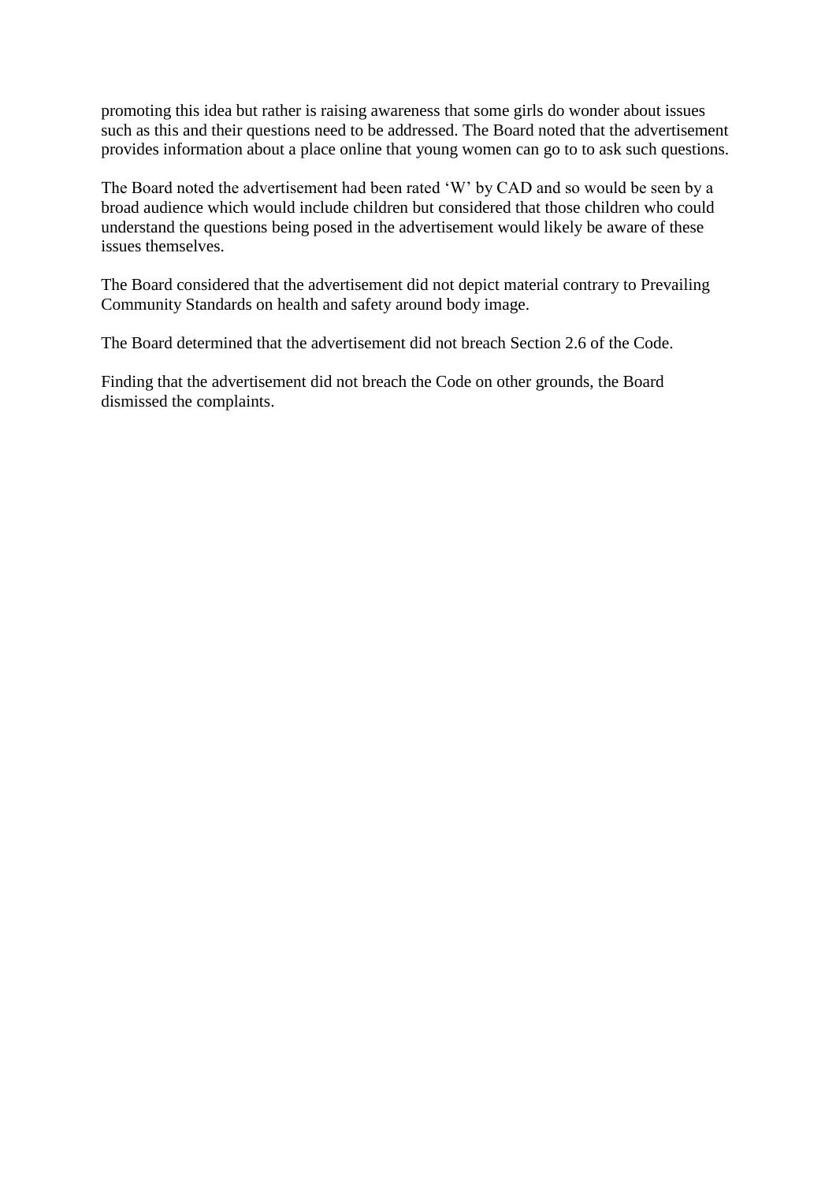promoting this idea but rather is raising awareness that some girls do wonder about issues such as this and their questions need to be addressed. The Board noted that the advertisement provides information about a place online that young women can go to to ask such questions.

The Board noted the advertisement had been rated 'W' by CAD and so would be seen by a broad audience which would include children but considered that those children who could understand the questions being posed in the advertisement would likely be aware of these issues themselves.

The Board considered that the advertisement did not depict material contrary to Prevailing Community Standards on health and safety around body image.

The Board determined that the advertisement did not breach Section 2.6 of the Code.

Finding that the advertisement did not breach the Code on other grounds, the Board dismissed the complaints.